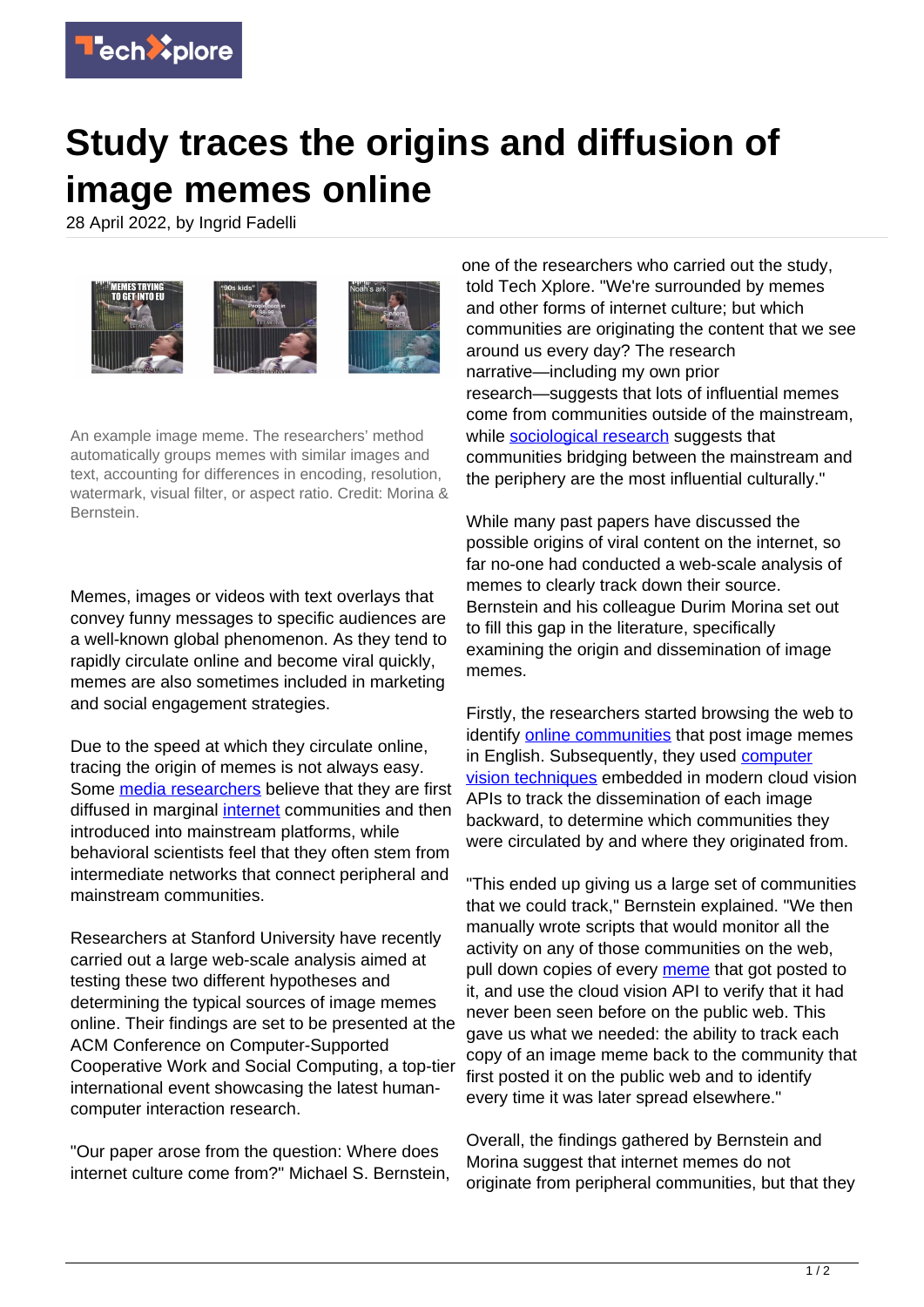# Study traces the origins and diffusion of image memes online

28 April 2022, by Ingrid Fadelli

An example image meme. The researchers' method automatically groups memes with similar images and text, accounting for differences in encoding, resolution, watermark, visual filter, or aspect ratio. Credit: Morina & Bernstein.

Memes, images or videos with text overlays that convey funny messages to specific audiences are a well-known global phenomenon. As they tend to rapidly circulate online and become viral quickly, memes are also sometimes included in marketing and social engagement strategies.

Due to the speed at which they circulate online, tracing the origin of memes is not always easy. Some media researchers believe that they are first diffused in marginal internet communities and then introduced into mainstream platforms, while behavioral scientists feel that they often stem from intermediate networks that connect peripheral and mainstream communities.

Researchers at Stanford University have recently carried out a large web-scale analysis aimed at testing these two different hypotheses and determining the typical sources of image memes online. Their findings are set to be presented at the ACM Conference on Computer-Supported Cooperative Work and Social Computing, a top-tier international event showcasing the latest human-computer interaction research.

"Our paper arose from the question: Where does internet culture come from?" Michael S. Bernstein, one of the researchers who carried out the study, told Tech Xplore. "We're surrounded by memes and other forms of internet culture; but which communities are originating the content that we see around us every day? The research narrative—including my own prior research—suggests that lots of influential memes come from communities outside of the mainstream, while sociological research suggests that communities bridging between the mainstream and the periphery are the most influential culturally."

While many past papers have discussed the possible origins of viral content on the internet, so far no-one had conducted a web-scale analysis of memes to clearly track down their source. Bernstein and his colleague Durim Morina set out to fill this gap in the literature, specifically examining the origin and dissemination of image memes.

Firstly, the researchers started browsing the web to identify online communities that post image memes in English. Subsequently, they used computer vision techniques embedded in modern cloud vision APIs to track the dissemination of each image backward, to determine which communities they were circulated by and where they originated from.

"This ended up giving us a large set of communities that we could track," Bernstein explained. "We then manually wrote scripts that would monitor all the activity on any of those communities on the web, pull down copies of every meme that got posted to it, and use the cloud vision API to verify that it had never been seen before on the public web. This gave us what we needed: the ability to track each copy of an image meme back to the community that first posted it on the public web and to identify every time it was later spread elsewhere."

Overall, the findings gathered by Bernstein and Morina suggest that internet memes do not originate from peripheral communities, but that they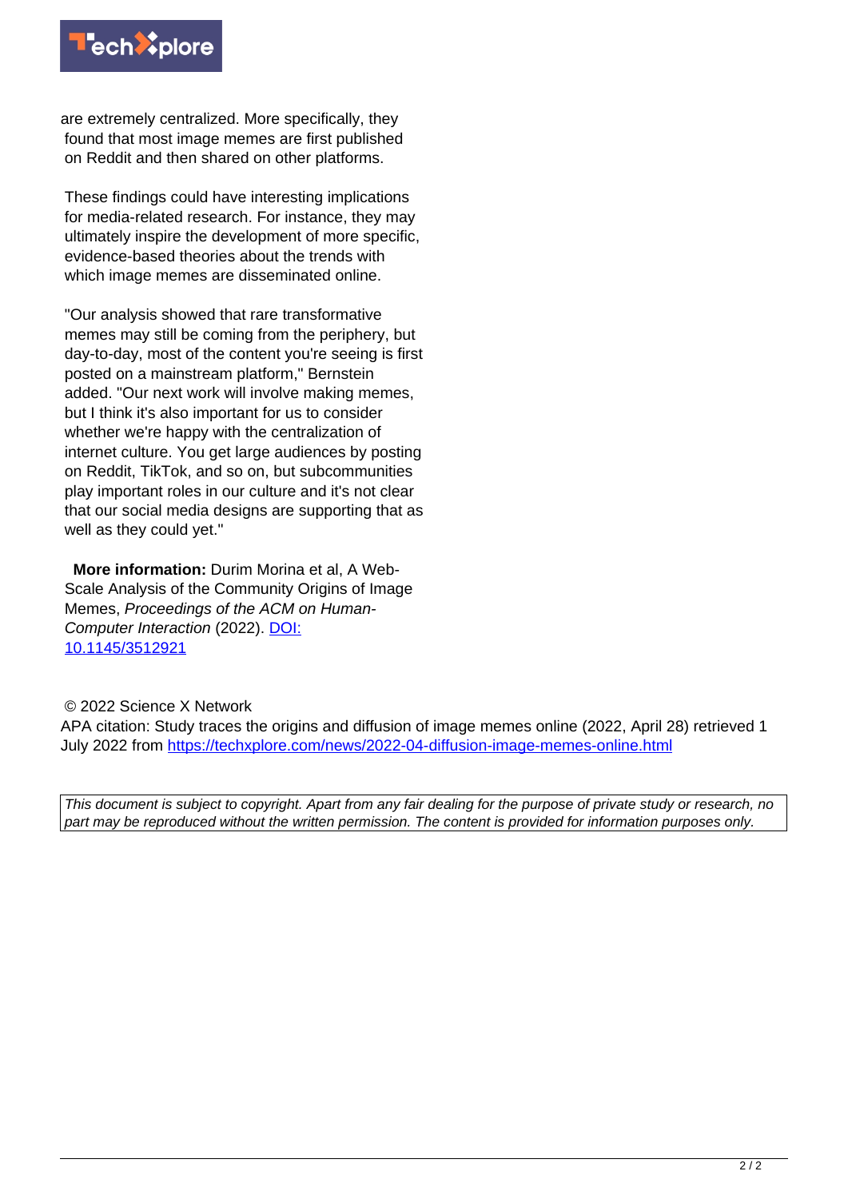are extremely centralized. More specifically, they found that most image memes are first published on Reddit and then shared on other platforms.

These findings could have interesting implications for media-related research. For instance, they may ultimately inspire the development of more specific, evidence-based theories about the trends with which image memes are disseminated online.

"Our analysis showed that rare transformative memes may still be coming from the periphery, but day-to-day, most of the content you're seeing is first posted on a mainstream platform," Bernstein added. "Our next work will involve making memes, but I think it's also important for us to consider whether we're happy with the centralization of internet culture. You get large audiences by posting on Reddit, TikTok, and so on, but subcommunities play important roles in our culture and it's not clear that our social media designs are supporting that as well as they could yet."

**More information:** Durim Morina et al, A Web-Scale Analysis of the Community Origins of Image Memes, *Proceedings of the ACM on Human-Computer Interaction* (2022). [DOI: 10.1145/3512921](https://dx.doi.org/10.1145/3512921)

© 2022 Science X Network

APA citation: Study traces the origins and diffusion of image memes online (2022, April 28) retrieved 1 July 2022 from https://techxplore.com/news/2022-04-diffusion-image-memes-online.html

*This document is subject to copyright. Apart from any fair dealing for the purpose of private study or research, no part may be reproduced without the written permission. The content is provided for information purposes only.*